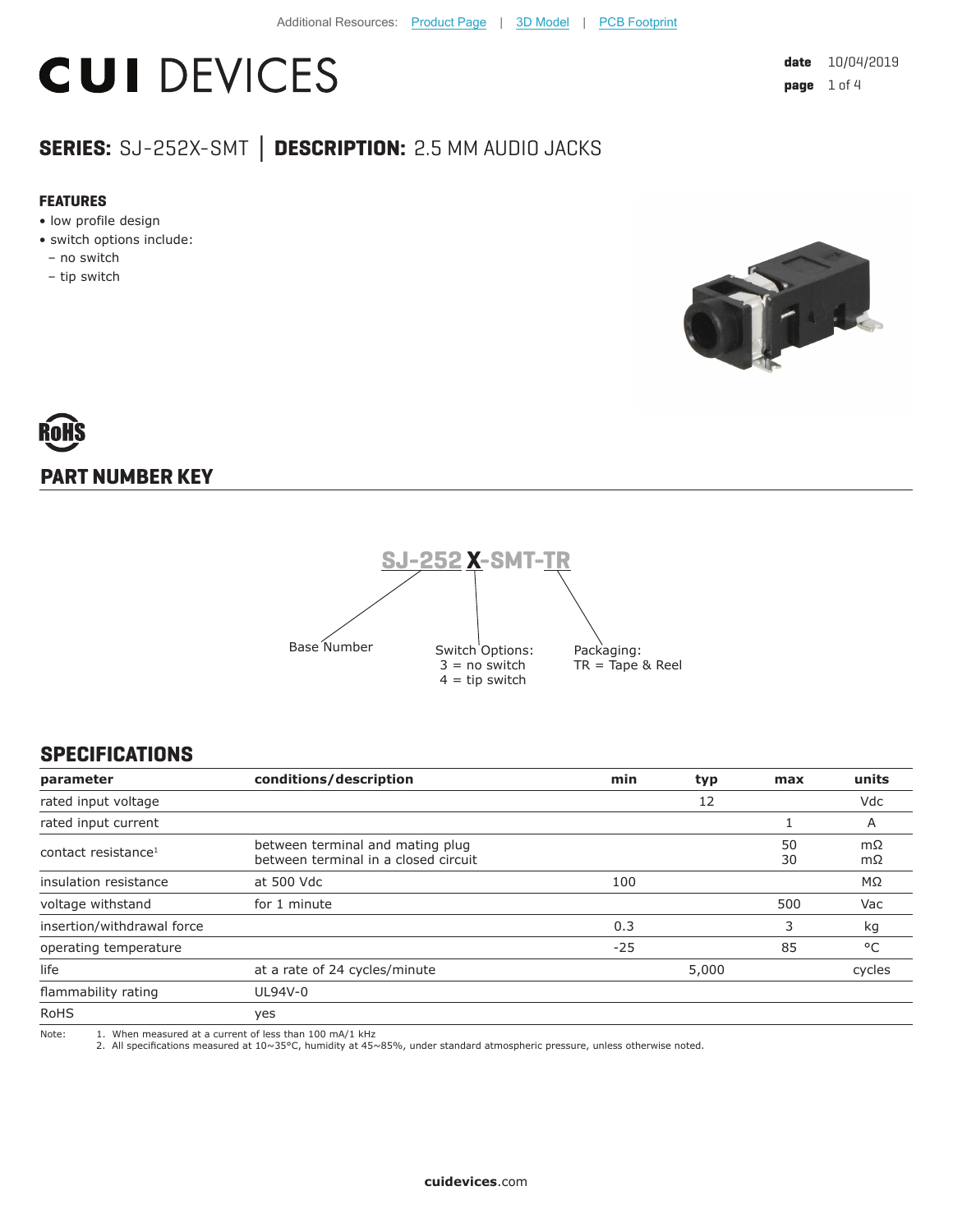Additional Resources: Product Page | 3D Model | PCB Footprint

# CUI DEVICES

**date** 10/04/2019

## SERIES: SJ-252X-SMT | DESCRIPTION: 2.5 MM AUDIO JACKS

### FEATURES

- low profile design
- switch options include:
  - no switch
  - tip switch

RoHS

## PART NUMBER KEY

SJ-252 X-SMT-TR

- Base Number: SJ-252
- Switch Options: 3 = no switch, 4 = tip switch
- Packaging: TR = Tape & Reel

## SPECIFICATIONS

| parameter | conditions/description | min | typ | max | units |
|---|---|---|---|---|---|
| rated input voltage | | | 12 | | Vdc |
| rated input current | | | | 1 | A |
| contact resistance[1] | between terminal and mating plug<br>between terminal in a closed circuit | | | 50<br>30 | mΩ<br>mΩ |
| insulation resistance | at 500 Vdc | 100 | | | MΩ |
| voltage withstand | for 1 minute | | | 500 | Vac |
| insertion/withdrawal force | | 0.3 | | 3 | kg |
| operating temperature | | -25 | | 85 | °C |
| life | at a rate of 24 cycles/minute | | 5,000 | | cycles |
| flammability rating | UL94V-0 | | | | |
| RoHS | yes | | | | |

Note:
1. When measured at a current of less than 100 mA/1 kHz
2. All specifications measured at 10~35°C, humidity at 45~85%, under standard atmospheric pressure, unless otherwise noted.

**cuidevices**.com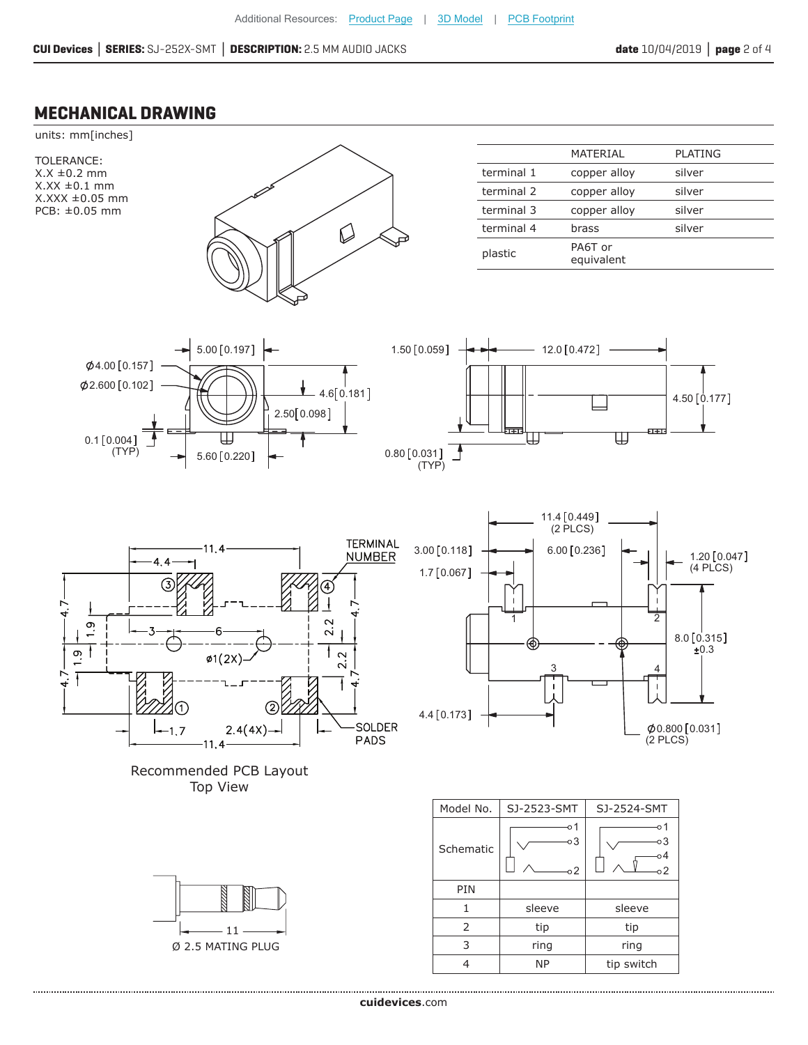## MECHANICAL DRAWING

units: mm[inches]

TOLERANCE:
X.X ±0.2 mm
X.XX ±0.1 mm
X.XXX ±0.05 mm
PCB: ±0.05 mm

| | MATERIAL | PLATING |
|---|---|---|
| terminal 1 | copper alloy | silver |
| terminal 2 | copper alloy | silver |
| terminal 3 | copper alloy | silver |
| terminal 4 | brass | silver |
| plastic | PA6T or equivalent | |

Recommended PCB Layout
Top View

Ø 2.5 MATING PLUG

| Model No. | SJ-2523-SMT | SJ-2524-SMT |
|---|---|---|
| Schematic | | |
| PIN | | |
| 1 | sleeve | sleeve |
| 2 | tip | tip |
| 3 | ring | ring |
| 4 | NP | tip switch |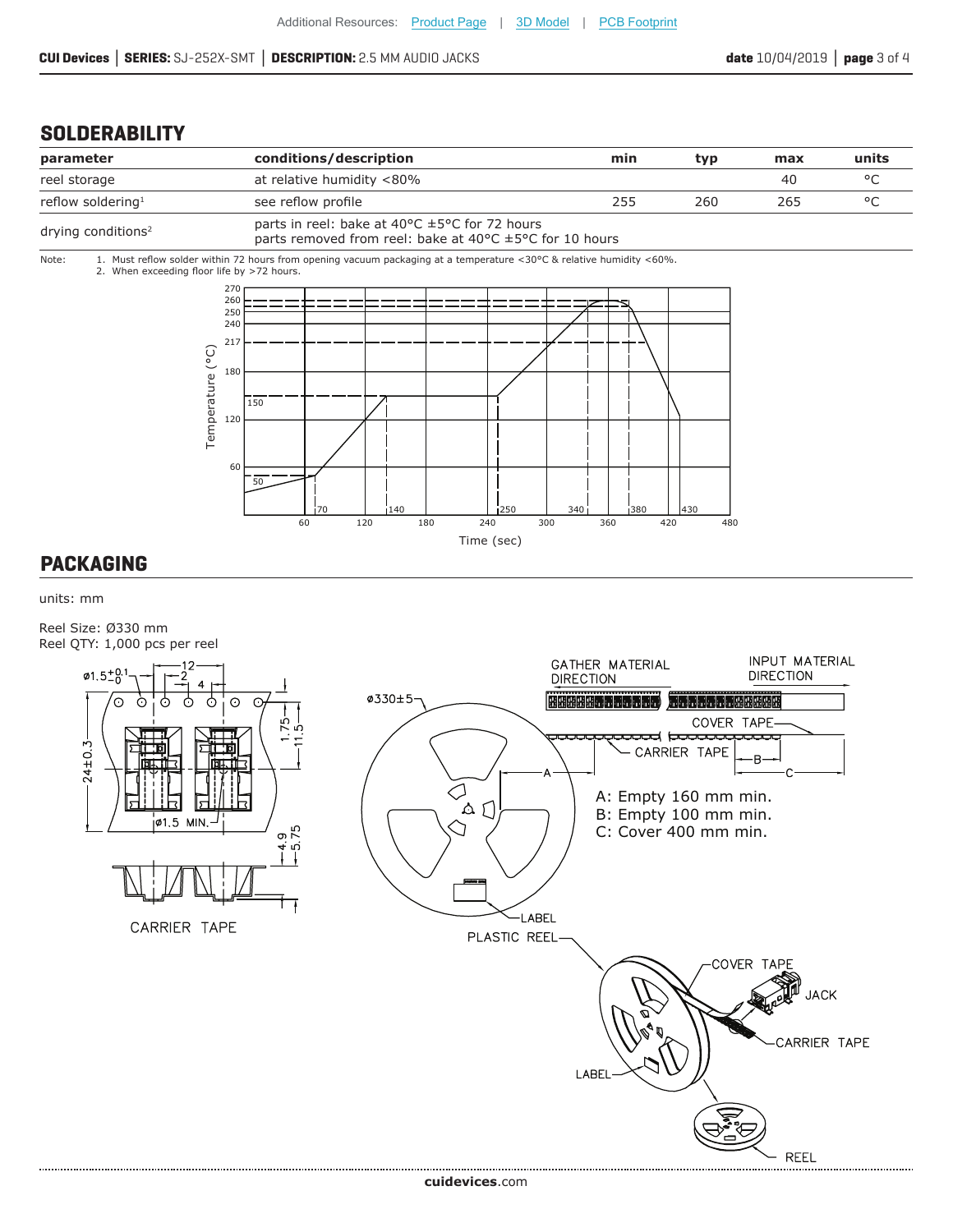## SOLDERABILITY

| parameter | conditions/description | min | typ | max | units |
|---|---|---|---|---|---|
| reel storage | at relative humidity <80% | | | 40 | °C |
| reflow soldering[1] | see reflow profile | 255 | 260 | 265 | °C |
| drying conditions[2] | parts in reel: bake at 40°C ±5°C for 72 hours<br>parts removed from reel: bake at 40°C ±5°C for 10 hours | | | | |

Note: 1. Must reflow solder within 72 hours from opening vacuum packaging at a temperature <30°C & relative humidity <60%.
2. When exceeding floor life by >72 hours.

## PACKAGING

units: mm

Reel Size: Ø330 mm
Reel QTY: 1,000 pcs per reel

A: Empty 160 mm min.
B: Empty 100 mm min.
C: Cover 400 mm min.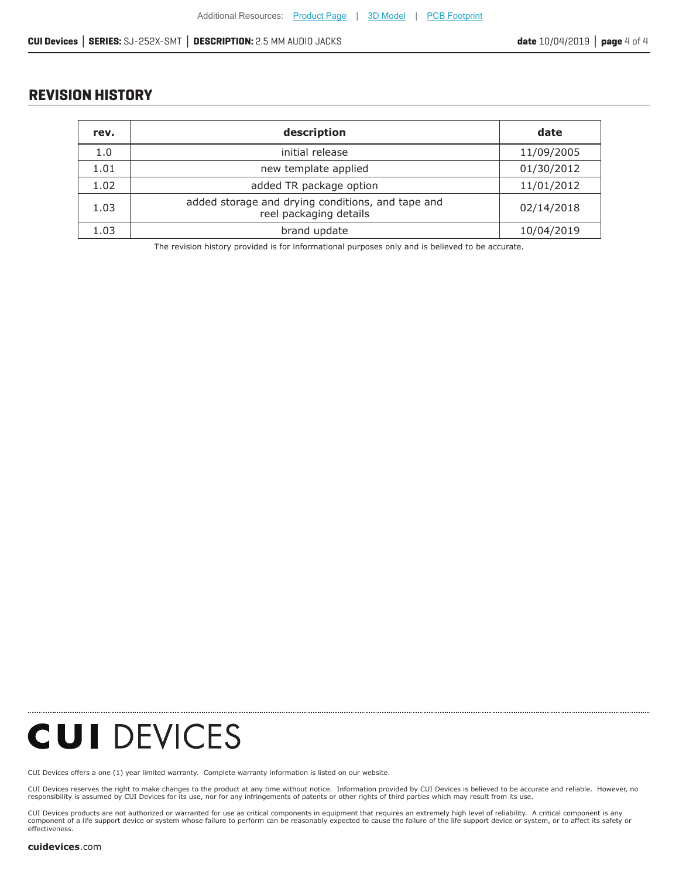## REVISION HISTORY

| rev. | description | date |
|---|---|---|
| 1.0 | initial release | 11/09/2005 |
| 1.01 | new template applied | 01/30/2012 |
| 1.02 | added TR package option | 11/01/2012 |
| 1.03 | added storage and drying conditions, and tape and reel packaging details | 02/14/2018 |
| 1.03 | brand update | 10/04/2019 |

The revision history provided is for informational purposes only and is believed to be accurate.

CUI DEVICES

CUI Devices offers a one (1) year limited warranty. Complete warranty information is listed on our website.

CUI Devices reserves the right to make changes to the product at any time without notice. Information provided by CUI Devices is believed to be accurate and reliable. However, no responsibility is assumed by CUI Devices for its use, nor for any infringements of patents or other rights of third parties which may result from its use.

CUI Devices products are not authorized or warranted for use as critical components in equipment that requires an extremely high level of reliability. A critical component is any component of a life support device or system whose failure to perform can be reasonably expected to cause the failure of the life support device or system, or to affect its safety or effectiveness.

**cuidevices**.com